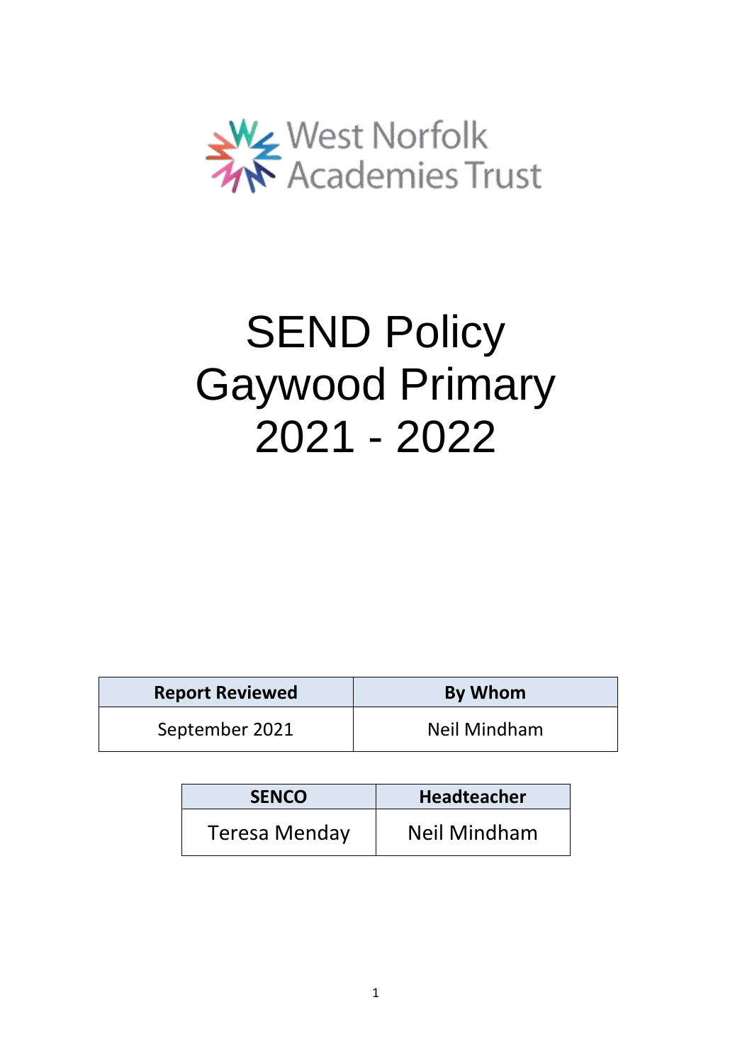West Norfolk Academies Trust

# SEND Policy
# Gaywood Primary
# 2021 - 2022

| Report Reviewed | By Whom |
| --- | --- |
| September 2021 | Neil Mindham |

| SENCO | Headteacher |
| --- | --- |
| Teresa Menday | Neil Mindham |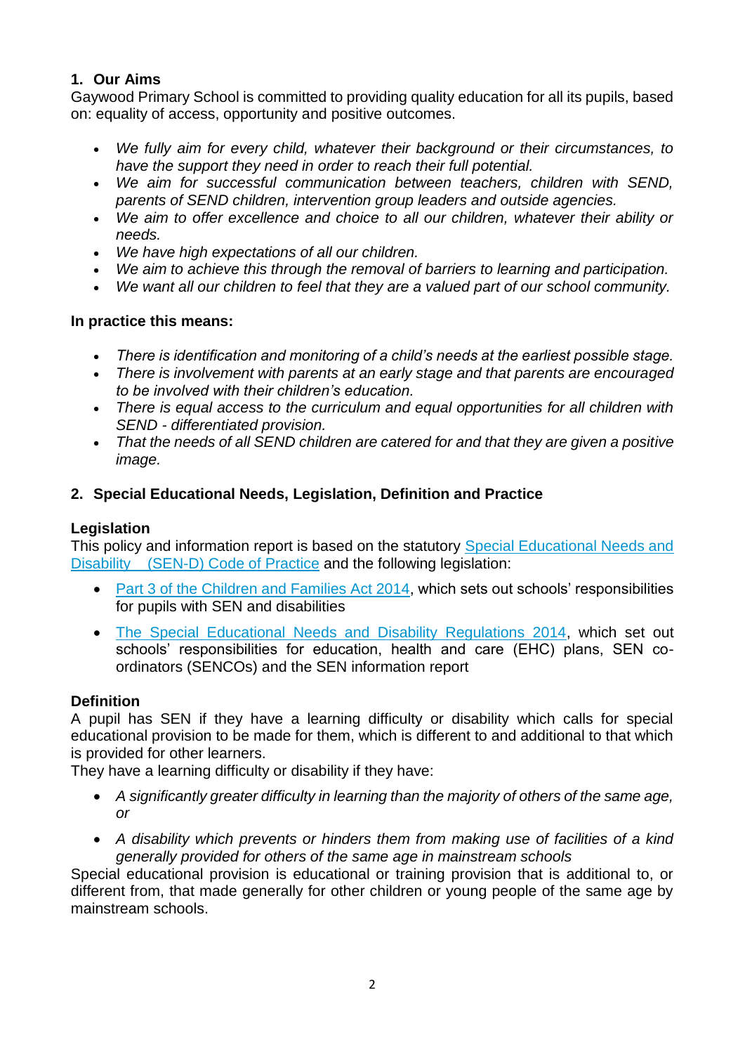## 1. Our Aims

Gaywood Primary School is committed to providing quality education for all its pupils, based on: equality of access, opportunity and positive outcomes.

- *We fully aim for every child, whatever their background or their circumstances, to have the support they need in order to reach their full potential.*
- *We aim for successful communication between teachers, children with SEND, parents of SEND children, intervention group leaders and outside agencies.*
- *We aim to offer excellence and choice to all our children, whatever their ability or needs.*
- *We have high expectations of all our children.*
- *We aim to achieve this through the removal of barriers to learning and participation.*
- *We want all our children to feel that they are a valued part of our school community.*

**In practice this means:**

- *There is identification and monitoring of a child's needs at the earliest possible stage.*
- *There is involvement with parents at an early stage and that parents are encouraged to be involved with their children's education.*
- *There is equal access to the curriculum and equal opportunities for all children with SEND - differentiated provision.*
- *That the needs of all SEND children are catered for and that they are given a positive image.*

## 2. Special Educational Needs, Legislation, Definition and Practice

### Legislation

This policy and information report is based on the statutory Special Educational Needs and Disability (SEN-D) Code of Practice and the following legislation:

- Part 3 of the Children and Families Act 2014, which sets out schools' responsibilities for pupils with SEN and disabilities
- The Special Educational Needs and Disability Regulations 2014, which set out schools' responsibilities for education, health and care (EHC) plans, SEN co-ordinators (SENCOs) and the SEN information report

### Definition

A pupil has SEN if they have a learning difficulty or disability which calls for special educational provision to be made for them, which is different to and additional to that which is provided for other learners.

They have a learning difficulty or disability if they have:

- *A significantly greater difficulty in learning than the majority of others of the same age, or*
- *A disability which prevents or hinders them from making use of facilities of a kind generally provided for others of the same age in mainstream schools*

Special educational provision is educational or training provision that is additional to, or different from, that made generally for other children or young people of the same age by mainstream schools.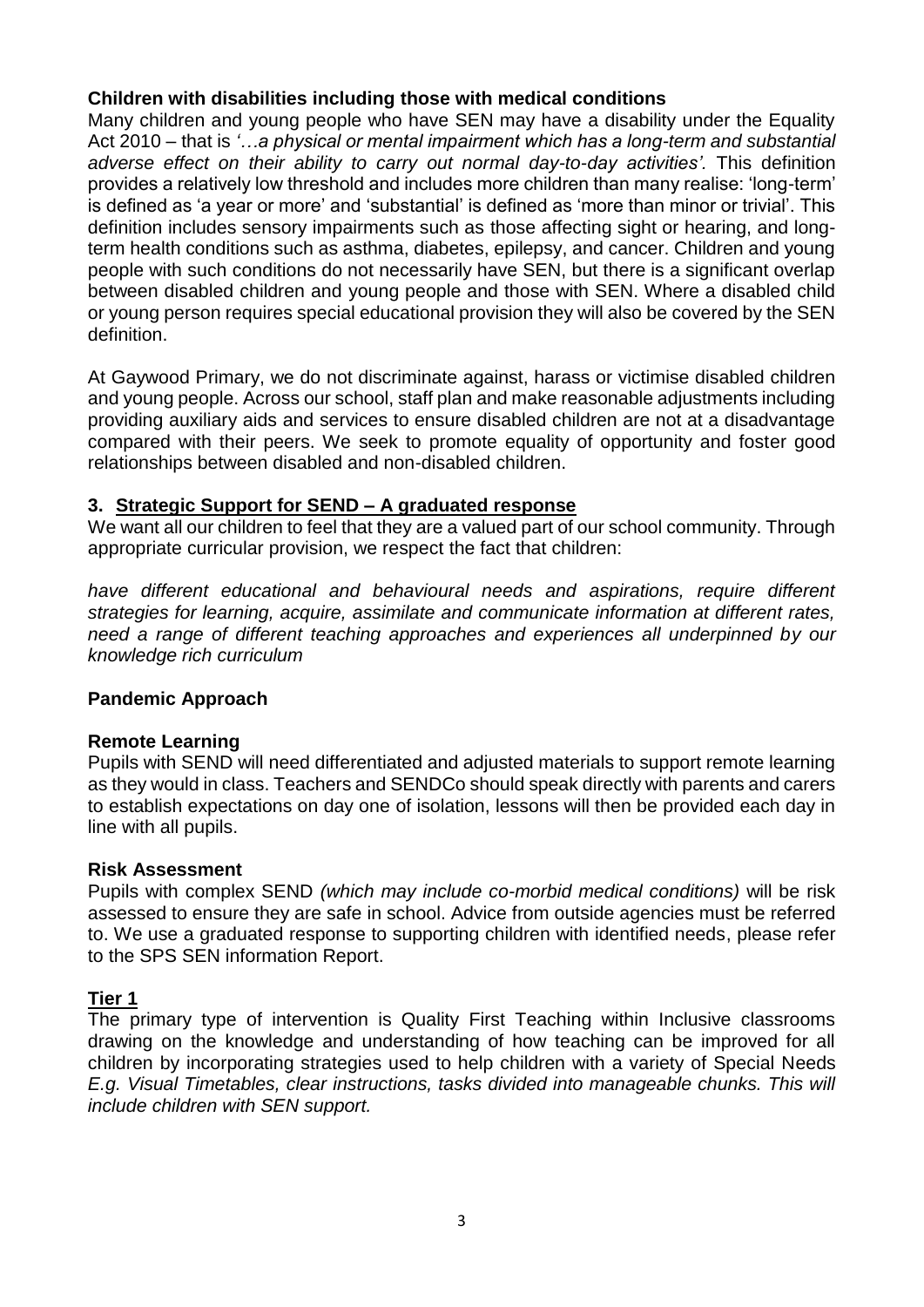**Children with disabilities including those with medical conditions**

Many children and young people who have SEN may have a disability under the Equality Act 2010 – that is *'…a physical or mental impairment which has a long-term and substantial adverse effect on their ability to carry out normal day-to-day activities'.* This definition provides a relatively low threshold and includes more children than many realise: 'long-term' is defined as 'a year or more' and 'substantial' is defined as 'more than minor or trivial'. This definition includes sensory impairments such as those affecting sight or hearing, and long-term health conditions such as asthma, diabetes, epilepsy, and cancer. Children and young people with such conditions do not necessarily have SEN, but there is a significant overlap between disabled children and young people and those with SEN. Where a disabled child or young person requires special educational provision they will also be covered by the SEN definition.

At Gaywood Primary, we do not discriminate against, harass or victimise disabled children and young people. Across our school, staff plan and make reasonable adjustments including providing auxiliary aids and services to ensure disabled children are not at a disadvantage compared with their peers. We seek to promote equality of opportunity and foster good relationships between disabled and non-disabled children.

## 3. Strategic Support for SEND – A graduated response

We want all our children to feel that they are a valued part of our school community. Through appropriate curricular provision, we respect the fact that children:

*have different educational and behavioural needs and aspirations, require different strategies for learning, acquire, assimilate and communicate information at different rates, need a range of different teaching approaches and experiences all underpinned by our knowledge rich curriculum*

**Pandemic Approach**

**Remote Learning**

Pupils with SEND will need differentiated and adjusted materials to support remote learning as they would in class. Teachers and SENDCo should speak directly with parents and carers to establish expectations on day one of isolation, lessons will then be provided each day in line with all pupils.

**Risk Assessment**

Pupils with complex SEND *(which may include co-morbid medical conditions)* will be risk assessed to ensure they are safe in school. Advice from outside agencies must be referred to. We use a graduated response to supporting children with identified needs, please refer to the SPS SEN information Report.

**Tier 1**

The primary type of intervention is Quality First Teaching within Inclusive classrooms drawing on the knowledge and understanding of how teaching can be improved for all children by incorporating strategies used to help children with a variety of Special Needs *E.g. Visual Timetables, clear instructions, tasks divided into manageable chunks. This will include children with SEN support.*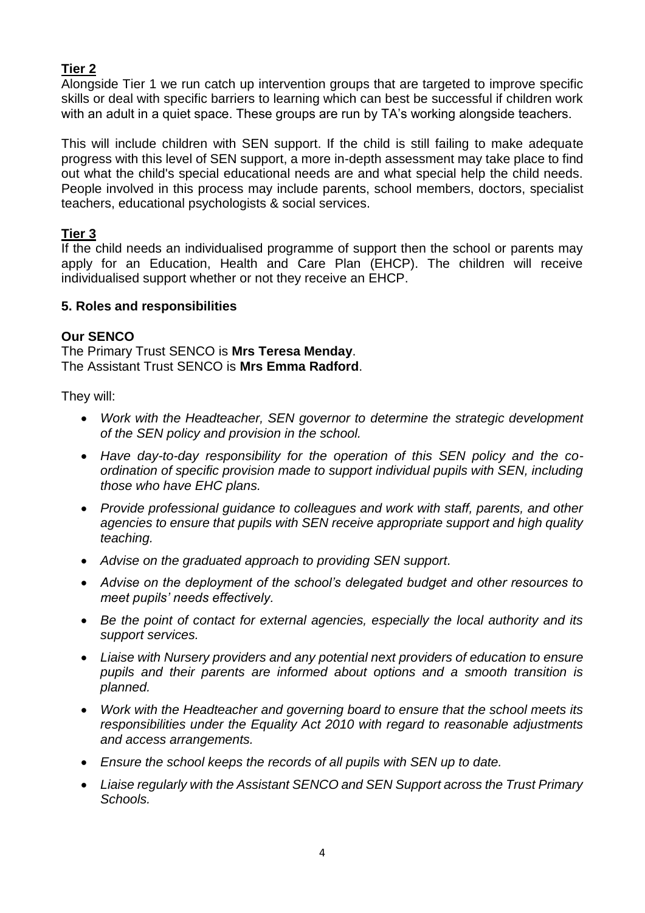## Tier 2

Alongside Tier 1 we run catch up intervention groups that are targeted to improve specific skills or deal with specific barriers to learning which can best be successful if children work with an adult in a quiet space. These groups are run by TA's working alongside teachers.

This will include children with SEN support. If the child is still failing to make adequate progress with this level of SEN support, a more in-depth assessment may take place to find out what the child's special educational needs are and what special help the child needs. People involved in this process may include parents, school members, doctors, specialist teachers, educational psychologists & social services.

## Tier 3

If the child needs an individualised programme of support then the school or parents may apply for an Education, Health and Care Plan (EHCP). The children will receive individualised support whether or not they receive an EHCP.

### 5. Roles and responsibilities

**Our SENCO**

The Primary Trust SENCO is **Mrs Teresa Menday**.
The Assistant Trust SENCO is **Mrs Emma Radford**.

They will:

- *Work with the Headteacher, SEN governor to determine the strategic development of the SEN policy and provision in the school.*
- *Have day-to-day responsibility for the operation of this SEN policy and the co-ordination of specific provision made to support individual pupils with SEN, including those who have EHC plans.*
- *Provide professional guidance to colleagues and work with staff, parents, and other agencies to ensure that pupils with SEN receive appropriate support and high quality teaching.*
- *Advise on the graduated approach to providing SEN support.*
- *Advise on the deployment of the school's delegated budget and other resources to meet pupils' needs effectively.*
- *Be the point of contact for external agencies, especially the local authority and its support services.*
- *Liaise with Nursery providers and any potential next providers of education to ensure pupils and their parents are informed about options and a smooth transition is planned.*
- *Work with the Headteacher and governing board to ensure that the school meets its responsibilities under the Equality Act 2010 with regard to reasonable adjustments and access arrangements.*
- *Ensure the school keeps the records of all pupils with SEN up to date.*
- *Liaise regularly with the Assistant SENCO and SEN Support across the Trust Primary Schools.*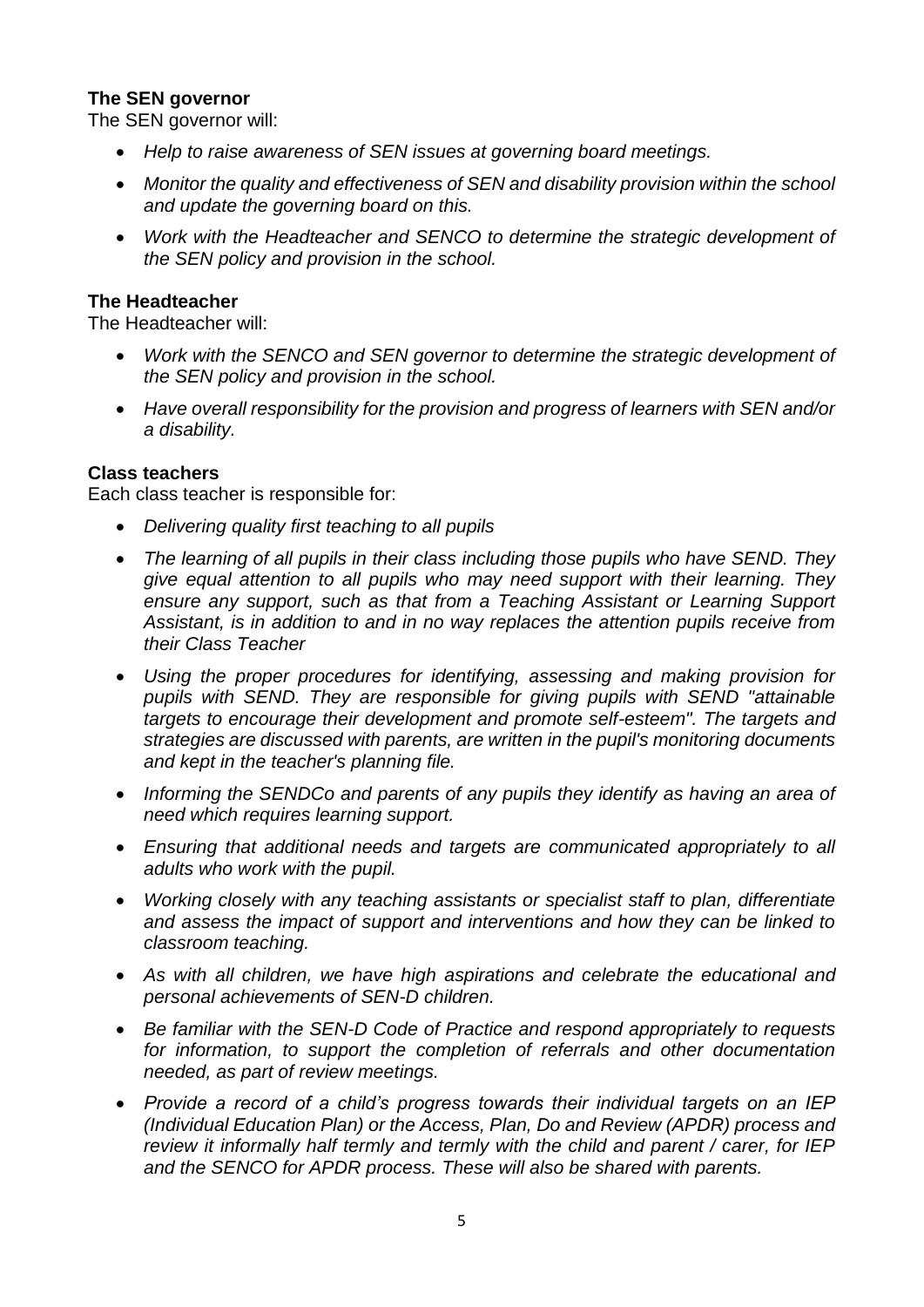**The SEN governor**

The SEN governor will:

- *Help to raise awareness of SEN issues at governing board meetings.*
- *Monitor the quality and effectiveness of SEN and disability provision within the school and update the governing board on this.*
- *Work with the Headteacher and SENCO to determine the strategic development of the SEN policy and provision in the school.*

**The Headteacher**

The Headteacher will:

- *Work with the SENCO and SEN governor to determine the strategic development of the SEN policy and provision in the school.*
- *Have overall responsibility for the provision and progress of learners with SEN and/or a disability.*

**Class teachers**

Each class teacher is responsible for:

- *Delivering quality first teaching to all pupils*
- *The learning of all pupils in their class including those pupils who have SEND. They give equal attention to all pupils who may need support with their learning. They ensure any support, such as that from a Teaching Assistant or Learning Support Assistant, is in addition to and in no way replaces the attention pupils receive from their Class Teacher*
- *Using the proper procedures for identifying, assessing and making provision for pupils with SEND. They are responsible for giving pupils with SEND "attainable targets to encourage their development and promote self-esteem". The targets and strategies are discussed with parents, are written in the pupil's monitoring documents and kept in the teacher's planning file.*
- *Informing the SENDCo and parents of any pupils they identify as having an area of need which requires learning support.*
- *Ensuring that additional needs and targets are communicated appropriately to all adults who work with the pupil.*
- *Working closely with any teaching assistants or specialist staff to plan, differentiate and assess the impact of support and interventions and how they can be linked to classroom teaching.*
- *As with all children, we have high aspirations and celebrate the educational and personal achievements of SEN-D children.*
- *Be familiar with the SEN-D Code of Practice and respond appropriately to requests for information, to support the completion of referrals and other documentation needed, as part of review meetings.*
- *Provide a record of a child's progress towards their individual targets on an IEP (Individual Education Plan) or the Access, Plan, Do and Review (APDR) process and review it informally half termly and termly with the child and parent / carer, for IEP and the SENCO for APDR process. These will also be shared with parents.*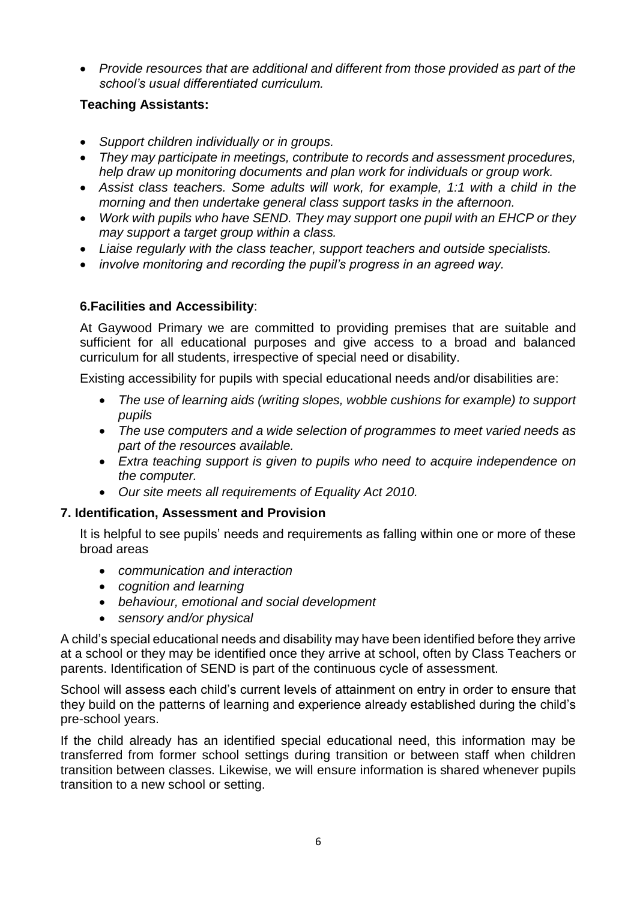- *Provide resources that are additional and different from those provided as part of the school's usual differentiated curriculum.*

**Teaching Assistants:**

- *Support children individually or in groups.*
- *They may participate in meetings, contribute to records and assessment procedures, help draw up monitoring documents and plan work for individuals or group work.*
- *Assist class teachers. Some adults will work, for example, 1:1 with a child in the morning and then undertake general class support tasks in the afternoon.*
- *Work with pupils who have SEND. They may support one pupil with an EHCP or they may support a target group within a class.*
- *Liaise regularly with the class teacher, support teachers and outside specialists.*
- *involve monitoring and recording the pupil's progress in an agreed way.*

## 6.Facilities and Accessibility:

At Gaywood Primary we are committed to providing premises that are suitable and sufficient for all educational purposes and give access to a broad and balanced curriculum for all students, irrespective of special need or disability.

Existing accessibility for pupils with special educational needs and/or disabilities are:

- *The use of learning aids (writing slopes, wobble cushions for example) to support pupils*
- *The use computers and a wide selection of programmes to meet varied needs as part of the resources available.*
- *Extra teaching support is given to pupils who need to acquire independence on the computer.*
- *Our site meets all requirements of Equality Act 2010.*

## 7. Identification, Assessment and Provision

It is helpful to see pupils' needs and requirements as falling within one or more of these broad areas

- *communication and interaction*
- *cognition and learning*
- *behaviour, emotional and social development*
- *sensory and/or physical*

A child's special educational needs and disability may have been identified before they arrive at a school or they may be identified once they arrive at school, often by Class Teachers or parents. Identification of SEND is part of the continuous cycle of assessment.

School will assess each child's current levels of attainment on entry in order to ensure that they build on the patterns of learning and experience already established during the child's pre-school years.

If the child already has an identified special educational need, this information may be transferred from former school settings during transition or between staff when children transition between classes. Likewise, we will ensure information is shared whenever pupils transition to a new school or setting.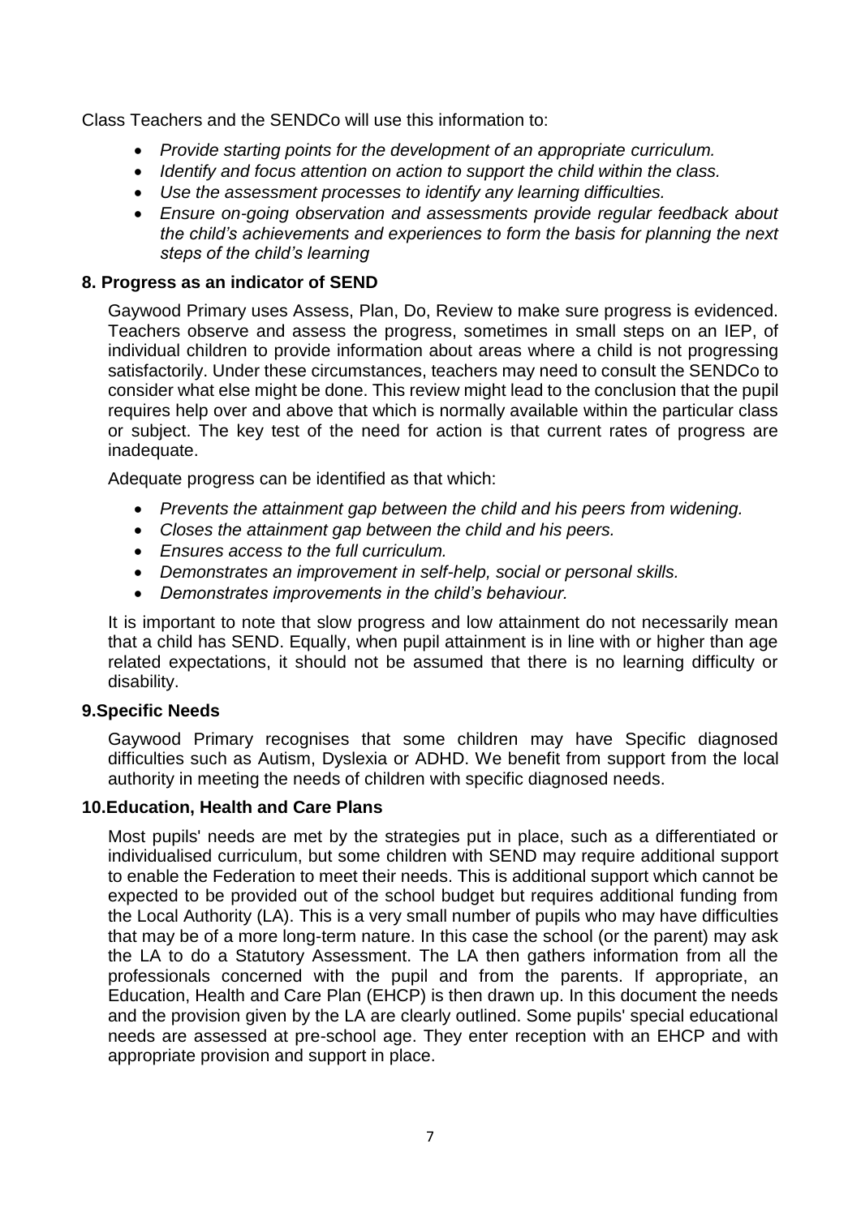Class Teachers and the SENDCo will use this information to:

- *Provide starting points for the development of an appropriate curriculum.*
- *Identify and focus attention on action to support the child within the class.*
- *Use the assessment processes to identify any learning difficulties.*
- *Ensure on-going observation and assessments provide regular feedback about the child's achievements and experiences to form the basis for planning the next steps of the child's learning*

## 8. Progress as an indicator of SEND

Gaywood Primary uses Assess, Plan, Do, Review to make sure progress is evidenced. Teachers observe and assess the progress, sometimes in small steps on an IEP, of individual children to provide information about areas where a child is not progressing satisfactorily. Under these circumstances, teachers may need to consult the SENDCo to consider what else might be done. This review might lead to the conclusion that the pupil requires help over and above that which is normally available within the particular class or subject. The key test of the need for action is that current rates of progress are inadequate.

Adequate progress can be identified as that which:

- *Prevents the attainment gap between the child and his peers from widening.*
- *Closes the attainment gap between the child and his peers.*
- *Ensures access to the full curriculum.*
- *Demonstrates an improvement in self-help, social or personal skills.*
- *Demonstrates improvements in the child's behaviour.*

It is important to note that slow progress and low attainment do not necessarily mean that a child has SEND. Equally, when pupil attainment is in line with or higher than age related expectations, it should not be assumed that there is no learning difficulty or disability.

## 9.Specific Needs

Gaywood Primary recognises that some children may have Specific diagnosed difficulties such as Autism, Dyslexia or ADHD. We benefit from support from the local authority in meeting the needs of children with specific diagnosed needs.

## 10.Education, Health and Care Plans

Most pupils' needs are met by the strategies put in place, such as a differentiated or individualised curriculum, but some children with SEND may require additional support to enable the Federation to meet their needs. This is additional support which cannot be expected to be provided out of the school budget but requires additional funding from the Local Authority (LA). This is a very small number of pupils who may have difficulties that may be of a more long-term nature. In this case the school (or the parent) may ask the LA to do a Statutory Assessment. The LA then gathers information from all the professionals concerned with the pupil and from the parents. If appropriate, an Education, Health and Care Plan (EHCP) is then drawn up. In this document the needs and the provision given by the LA are clearly outlined. Some pupils' special educational needs are assessed at pre-school age. They enter reception with an EHCP and with appropriate provision and support in place.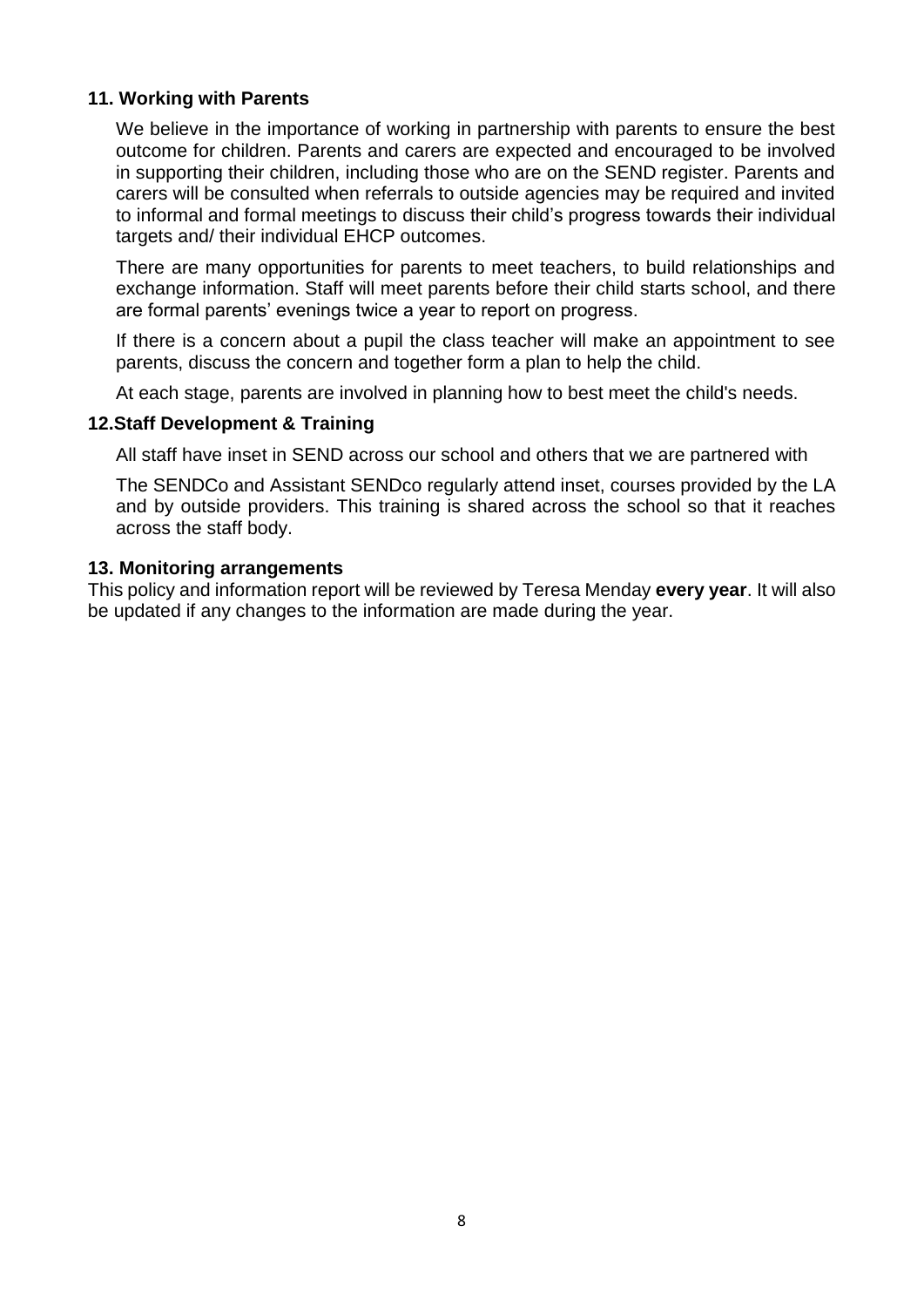## 11. Working with Parents

We believe in the importance of working in partnership with parents to ensure the best outcome for children. Parents and carers are expected and encouraged to be involved in supporting their children, including those who are on the SEND register. Parents and carers will be consulted when referrals to outside agencies may be required and invited to informal and formal meetings to discuss their child's progress towards their individual targets and/ their individual EHCP outcomes.

There are many opportunities for parents to meet teachers, to build relationships and exchange information. Staff will meet parents before their child starts school, and there are formal parents' evenings twice a year to report on progress.

If there is a concern about a pupil the class teacher will make an appointment to see parents, discuss the concern and together form a plan to help the child.

At each stage, parents are involved in planning how to best meet the child's needs.

## 12.Staff Development & Training

All staff have inset in SEND across our school and others that we are partnered with

The SENDCo and Assistant SENDco regularly attend inset, courses provided by the LA and by outside providers. This training is shared across the school so that it reaches across the staff body.

## 13. Monitoring arrangements

This policy and information report will be reviewed by Teresa Menday **every year**. It will also be updated if any changes to the information are made during the year.